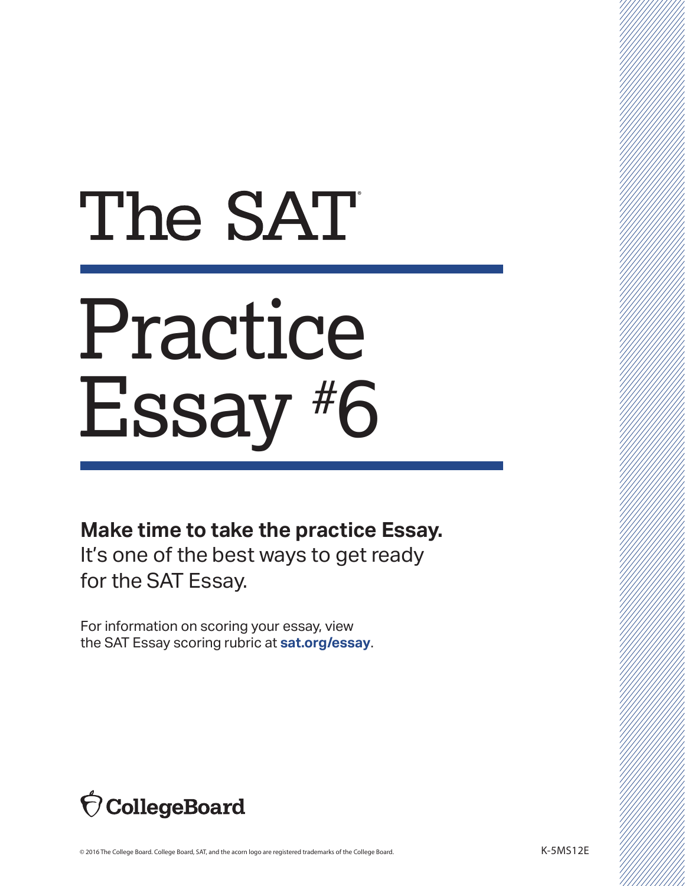# The SAT®

# Practice Essay #6

**Make time to take the practice Essay.**
It's one of the best ways to get ready for the SAT Essay.

For information on scoring your essay, view the SAT Essay scoring rubric at **sat.org/essay**.

CollegeBoard

© 2016 The College Board. College Board, SAT, and the acorn logo are registered trademarks of the College Board.

K-5MS12E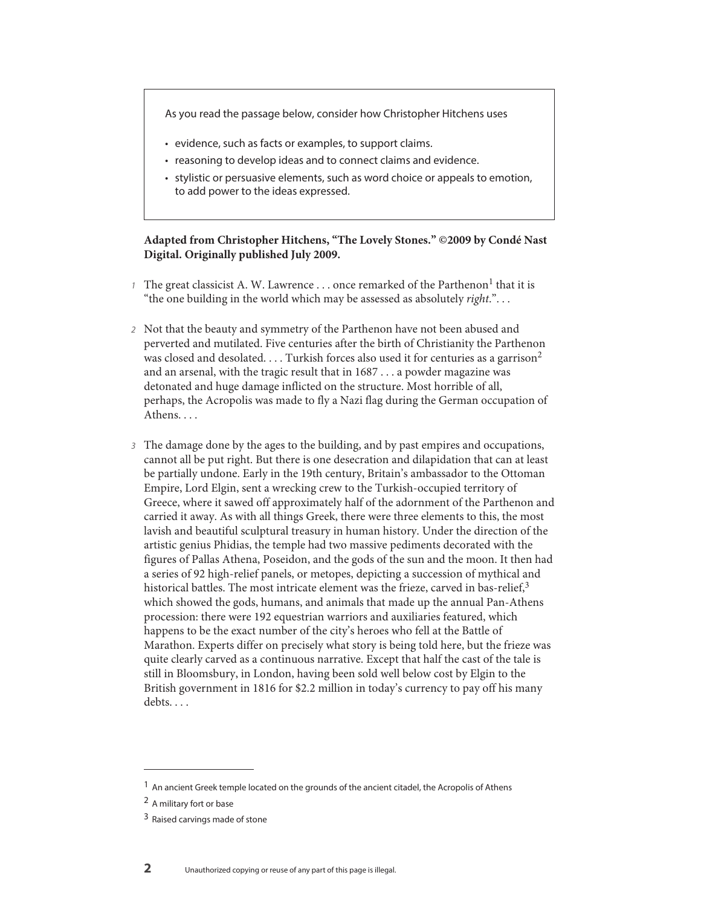As you read the passage below, consider how Christopher Hitchens uses

- evidence, such as facts or examples, to support claims.
- reasoning to develop ideas and to connect claims and evidence.
- stylistic or persuasive elements, such as word choice or appeals to emotion, to add power to the ideas expressed.

**Adapted from Christopher Hitchens, "The Lovely Stones." ©2009 by Condé Nast Digital. Originally published July 2009.**

*1* The great classicist A. W. Lawrence . . . once remarked of the Parthenon[1] that it is "the one building in the world which may be assessed as absolutely *right*.". . .

*2* Not that the beauty and symmetry of the Parthenon have not been abused and perverted and mutilated. Five centuries after the birth of Christianity the Parthenon was closed and desolated. . . . Turkish forces also used it for centuries as a garrison[2] and an arsenal, with the tragic result that in 1687 . . . a powder magazine was detonated and huge damage inflicted on the structure. Most horrible of all, perhaps, the Acropolis was made to fly a Nazi flag during the German occupation of Athens. . . .

*3* The damage done by the ages to the building, and by past empires and occupations, cannot all be put right. But there is one desecration and dilapidation that can at least be partially undone. Early in the 19th century, Britain's ambassador to the Ottoman Empire, Lord Elgin, sent a wrecking crew to the Turkish-occupied territory of Greece, where it sawed off approximately half of the adornment of the Parthenon and carried it away. As with all things Greek, there were three elements to this, the most lavish and beautiful sculptural treasury in human history. Under the direction of the artistic genius Phidias, the temple had two massive pediments decorated with the figures of Pallas Athena, Poseidon, and the gods of the sun and the moon. It then had a series of 92 high-relief panels, or metopes, depicting a succession of mythical and historical battles. The most intricate element was the frieze, carved in bas-relief,[3] which showed the gods, humans, and animals that made up the annual Pan-Athens procession: there were 192 equestrian warriors and auxiliaries featured, which happens to be the exact number of the city's heroes who fell at the Battle of Marathon. Experts differ on precisely what story is being told here, but the frieze was quite clearly carved as a continuous narrative. Except that half the cast of the tale is still in Bloomsbury, in London, having been sold well below cost by Elgin to the British government in 1816 for $2.2 million in today's currency to pay off his many debts. . . .

---

[1] An ancient Greek temple located on the grounds of the ancient citadel, the Acropolis of Athens

[2] A military fort or base

[3] Raised carvings made of stone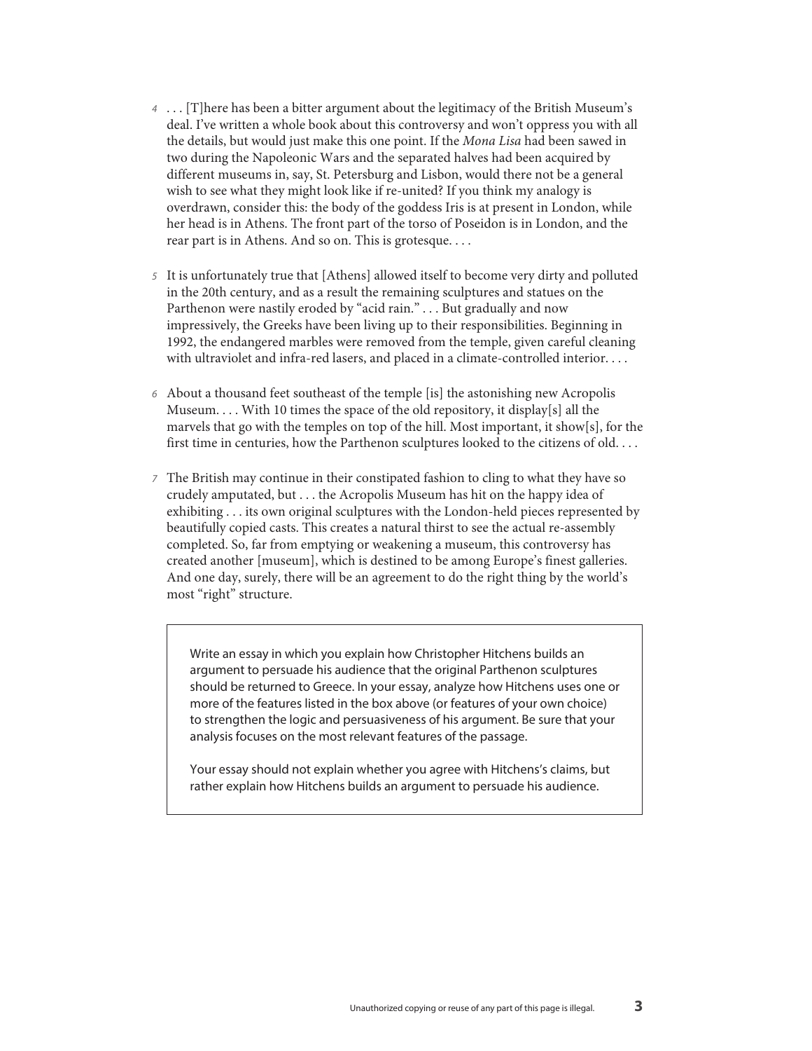4 . . . [T]here has been a bitter argument about the legitimacy of the British Museum's deal. I've written a whole book about this controversy and won't oppress you with all the details, but would just make this one point. If the *Mona Lisa* had been sawed in two during the Napoleonic Wars and the separated halves had been acquired by different museums in, say, St. Petersburg and Lisbon, would there not be a general wish to see what they might look like if re-united? If you think my analogy is overdrawn, consider this: the body of the goddess Iris is at present in London, while her head is in Athens. The front part of the torso of Poseidon is in London, and the rear part is in Athens. And so on. This is grotesque. . . .

5 It is unfortunately true that [Athens] allowed itself to become very dirty and polluted in the 20th century, and as a result the remaining sculptures and statues on the Parthenon were nastily eroded by "acid rain." . . . But gradually and now impressively, the Greeks have been living up to their responsibilities. Beginning in 1992, the endangered marbles were removed from the temple, given careful cleaning with ultraviolet and infra-red lasers, and placed in a climate-controlled interior. . . .

6 About a thousand feet southeast of the temple [is] the astonishing new Acropolis Museum. . . . With 10 times the space of the old repository, it display[s] all the marvels that go with the temples on top of the hill. Most important, it show[s], for the first time in centuries, how the Parthenon sculptures looked to the citizens of old. . . .

7 The British may continue in their constipated fashion to cling to what they have so crudely amputated, but . . . the Acropolis Museum has hit on the happy idea of exhibiting . . . its own original sculptures with the London-held pieces represented by beautifully copied casts. This creates a natural thirst to see the actual re-assembly completed. So, far from emptying or weakening a museum, this controversy has created another [museum], which is destined to be among Europe's finest galleries. And one day, surely, there will be an agreement to do the right thing by the world's most "right" structure.

Write an essay in which you explain how Christopher Hitchens builds an argument to persuade his audience that the original Parthenon sculptures should be returned to Greece. In your essay, analyze how Hitchens uses one or more of the features listed in the box above (or features of your own choice) to strengthen the logic and persuasiveness of his argument. Be sure that your analysis focuses on the most relevant features of the passage.

Your essay should not explain whether you agree with Hitchens's claims, but rather explain how Hitchens builds an argument to persuade his audience.